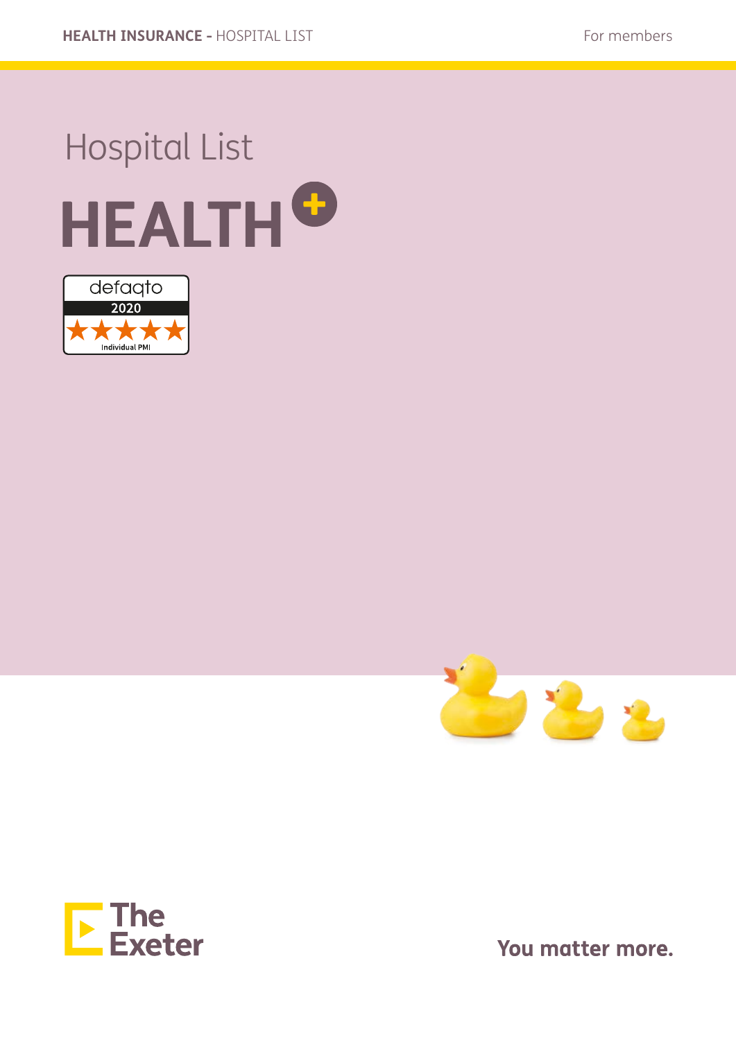HEALTH INSURANCE - HOSPITAL LIST

For members

# Hospital List

# HEALTH+

defaqto 2020 Individual PMI

The Exeter

You matter more.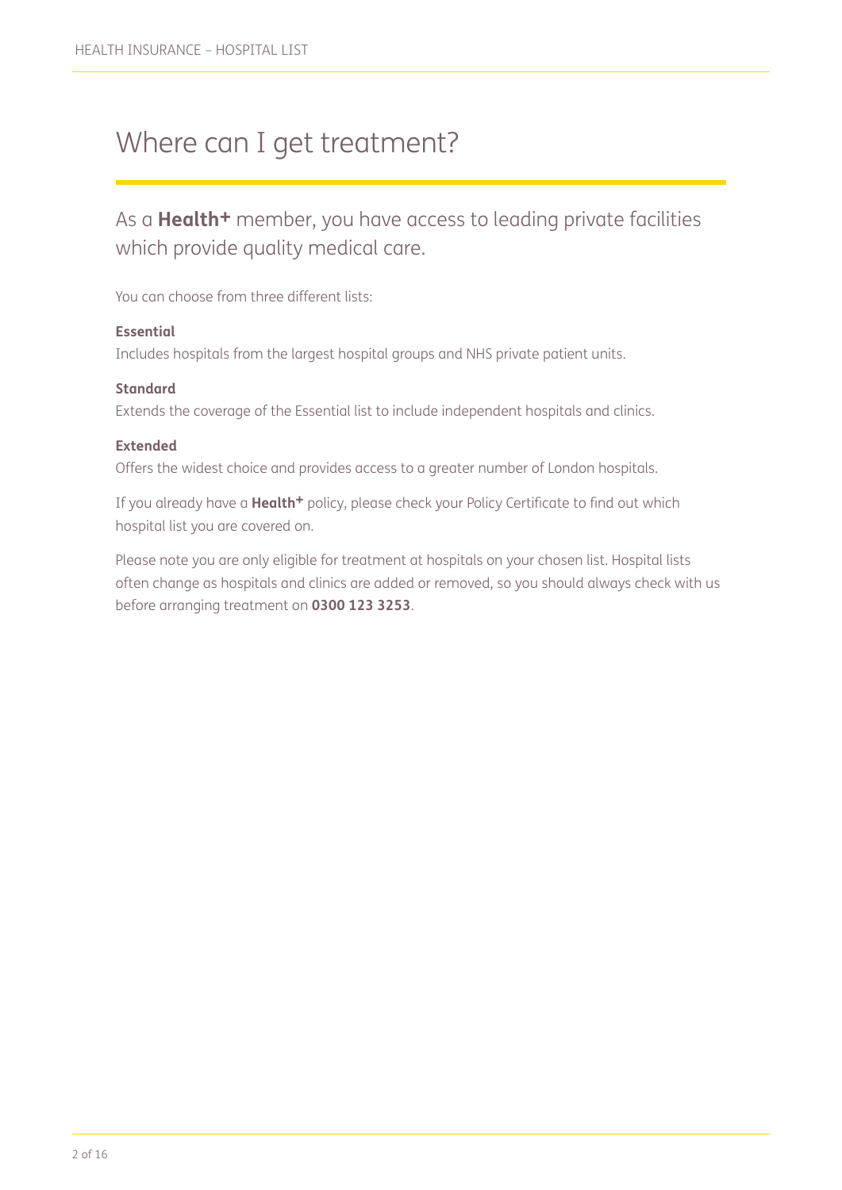# Where can I get treatment?

## As a **Health+** member, you have access to leading private facilities which provide quality medical care.

You can choose from three different lists:

**Essential**
Includes hospitals from the largest hospital groups and NHS private patient units.

**Standard**
Extends the coverage of the Essential list to include independent hospitals and clinics.

**Extended**
Offers the widest choice and provides access to a greater number of London hospitals.

If you already have a **Health+** policy, please check your Policy Certificate to find out which hospital list you are covered on.

Please note you are only eligible for treatment at hospitals on your chosen list. Hospital lists often change as hospitals and clinics are added or removed, so you should always check with us before arranging treatment on **0300 123 3253**.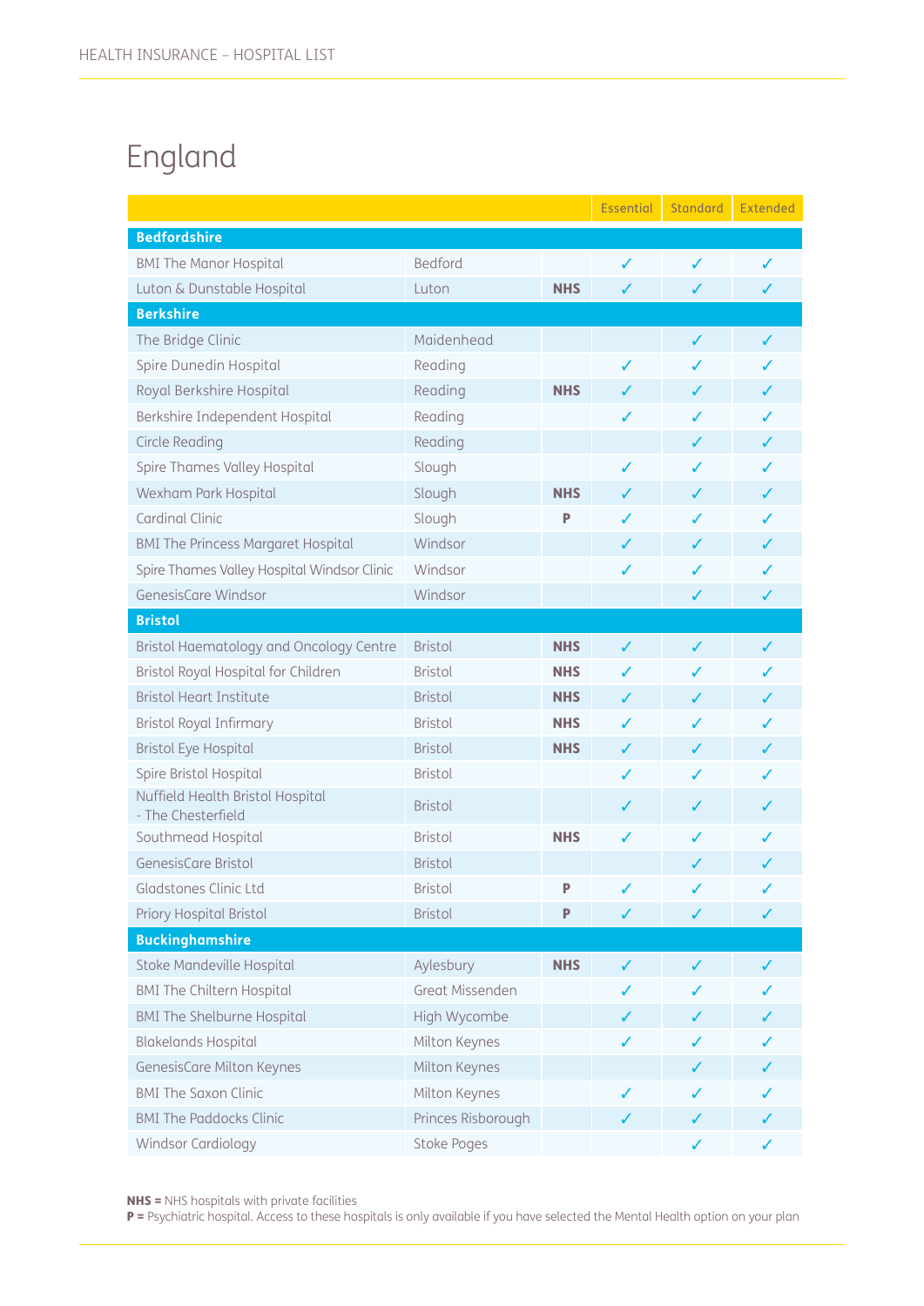# England

| | | | Essential | Standard | Extended |
|---|---|---|---|---|---|
| **Bedfordshire** | | | | | |
| BMI The Manor Hospital | Bedford | | ✓ | ✓ | ✓ |
| Luton & Dunstable Hospital | Luton | **NHS** | ✓ | ✓ | ✓ |
| **Berkshire** | | | | | |
| The Bridge Clinic | Maidenhead | | | ✓ | ✓ |
| Spire Dunedin Hospital | Reading | | ✓ | ✓ | ✓ |
| Royal Berkshire Hospital | Reading | **NHS** | ✓ | ✓ | ✓ |
| Berkshire Independent Hospital | Reading | | ✓ | ✓ | ✓ |
| Circle Reading | Reading | | | ✓ | ✓ |
| Spire Thames Valley Hospital | Slough | | ✓ | ✓ | ✓ |
| Wexham Park Hospital | Slough | **NHS** | ✓ | ✓ | ✓ |
| Cardinal Clinic | Slough | **P** | ✓ | ✓ | ✓ |
| BMI The Princess Margaret Hospital | Windsor | | ✓ | ✓ | ✓ |
| Spire Thames Valley Hospital Windsor Clinic | Windsor | | ✓ | ✓ | ✓ |
| GenesisCare Windsor | Windsor | | | ✓ | ✓ |
| **Bristol** | | | | | |
| Bristol Haematology and Oncology Centre | Bristol | **NHS** | ✓ | ✓ | ✓ |
| Bristol Royal Hospital for Children | Bristol | **NHS** | ✓ | ✓ | ✓ |
| Bristol Heart Institute | Bristol | **NHS** | ✓ | ✓ | ✓ |
| Bristol Royal Infirmary | Bristol | **NHS** | ✓ | ✓ | ✓ |
| Bristol Eye Hospital | Bristol | **NHS** | ✓ | ✓ | ✓ |
| Spire Bristol Hospital | Bristol | | ✓ | ✓ | ✓ |
| Nuffield Health Bristol Hospital - The Chesterfield | Bristol | | ✓ | ✓ | ✓ |
| Southmead Hospital | Bristol | **NHS** | ✓ | ✓ | ✓ |
| GenesisCare Bristol | Bristol | | | ✓ | ✓ |
| Gladstones Clinic Ltd | Bristol | **P** | ✓ | ✓ | ✓ |
| Priory Hospital Bristol | Bristol | **P** | ✓ | ✓ | ✓ |
| **Buckinghamshire** | | | | | |
| Stoke Mandeville Hospital | Aylesbury | **NHS** | ✓ | ✓ | ✓ |
| BMI The Chiltern Hospital | Great Missenden | | ✓ | ✓ | ✓ |
| BMI The Shelburne Hospital | High Wycombe | | ✓ | ✓ | ✓ |
| Blakelands Hospital | Milton Keynes | | ✓ | ✓ | ✓ |
| GenesisCare Milton Keynes | Milton Keynes | | | ✓ | ✓ |
| BMI The Saxon Clinic | Milton Keynes | | ✓ | ✓ | ✓ |
| BMI The Paddocks Clinic | Princes Risborough | | ✓ | ✓ | ✓ |
| Windsor Cardiology | Stoke Poges | | | ✓ | ✓ |

**NHS =** NHS hospitals with private facilities
**P =** Psychiatric hospital. Access to these hospitals is only available if you have selected the Mental Health option on your plan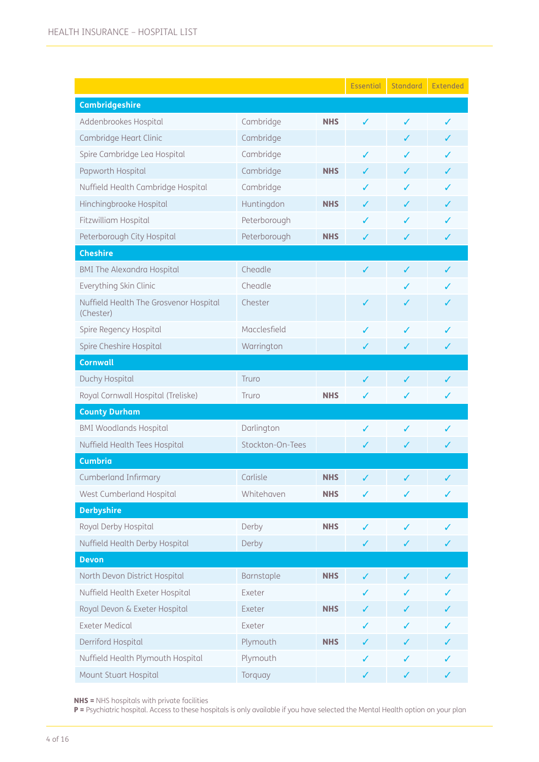| | | | Essential | Standard | Extended |
|---|---|---|---|---|---|
| **Cambridgeshire** | | | | | |
| Addenbrookes Hospital | Cambridge | **NHS** | ✓ | ✓ | ✓ |
| Cambridge Heart Clinic | Cambridge | | | ✓ | ✓ |
| Spire Cambridge Lea Hospital | Cambridge | | ✓ | ✓ | ✓ |
| Papworth Hospital | Cambridge | **NHS** | ✓ | ✓ | ✓ |
| Nuffield Health Cambridge Hospital | Cambridge | | ✓ | ✓ | ✓ |
| Hinchingbrooke Hospital | Huntingdon | **NHS** | ✓ | ✓ | ✓ |
| Fitzwilliam Hospital | Peterborough | | ✓ | ✓ | ✓ |
| Peterborough City Hospital | Peterborough | **NHS** | ✓ | ✓ | ✓ |
| **Cheshire** | | | | | |
| BMI The Alexandra Hospital | Cheadle | | ✓ | ✓ | ✓ |
| Everything Skin Clinic | Cheadle | | | ✓ | ✓ |
| Nuffield Health The Grosvenor Hospital (Chester) | Chester | | ✓ | ✓ | ✓ |
| Spire Regency Hospital | Macclesfield | | ✓ | ✓ | ✓ |
| Spire Cheshire Hospital | Warrington | | ✓ | ✓ | ✓ |
| **Cornwall** | | | | | |
| Duchy Hospital | Truro | | ✓ | ✓ | ✓ |
| Royal Cornwall Hospital (Treliske) | Truro | **NHS** | ✓ | ✓ | ✓ |
| **County Durham** | | | | | |
| BMI Woodlands Hospital | Darlington | | ✓ | ✓ | ✓ |
| Nuffield Health Tees Hospital | Stockton-On-Tees | | ✓ | ✓ | ✓ |
| **Cumbria** | | | | | |
| Cumberland Infirmary | Carlisle | **NHS** | ✓ | ✓ | ✓ |
| West Cumberland Hospital | Whitehaven | **NHS** | ✓ | ✓ | ✓ |
| **Derbyshire** | | | | | |
| Royal Derby Hospital | Derby | **NHS** | ✓ | ✓ | ✓ |
| Nuffield Health Derby Hospital | Derby | | ✓ | ✓ | ✓ |
| **Devon** | | | | | |
| North Devon District Hospital | Barnstaple | **NHS** | ✓ | ✓ | ✓ |
| Nuffield Health Exeter Hospital | Exeter | | ✓ | ✓ | ✓ |
| Royal Devon & Exeter Hospital | Exeter | **NHS** | ✓ | ✓ | ✓ |
| Exeter Medical | Exeter | | ✓ | ✓ | ✓ |
| Derriford Hospital | Plymouth | **NHS** | ✓ | ✓ | ✓ |
| Nuffield Health Plymouth Hospital | Plymouth | | ✓ | ✓ | ✓ |
| Mount Stuart Hospital | Torquay | | ✓ | ✓ | ✓ |

**NHS =** NHS hospitals with private facilities
**P =** Psychiatric hospital. Access to these hospitals is only available if you have selected the Mental Health option on your plan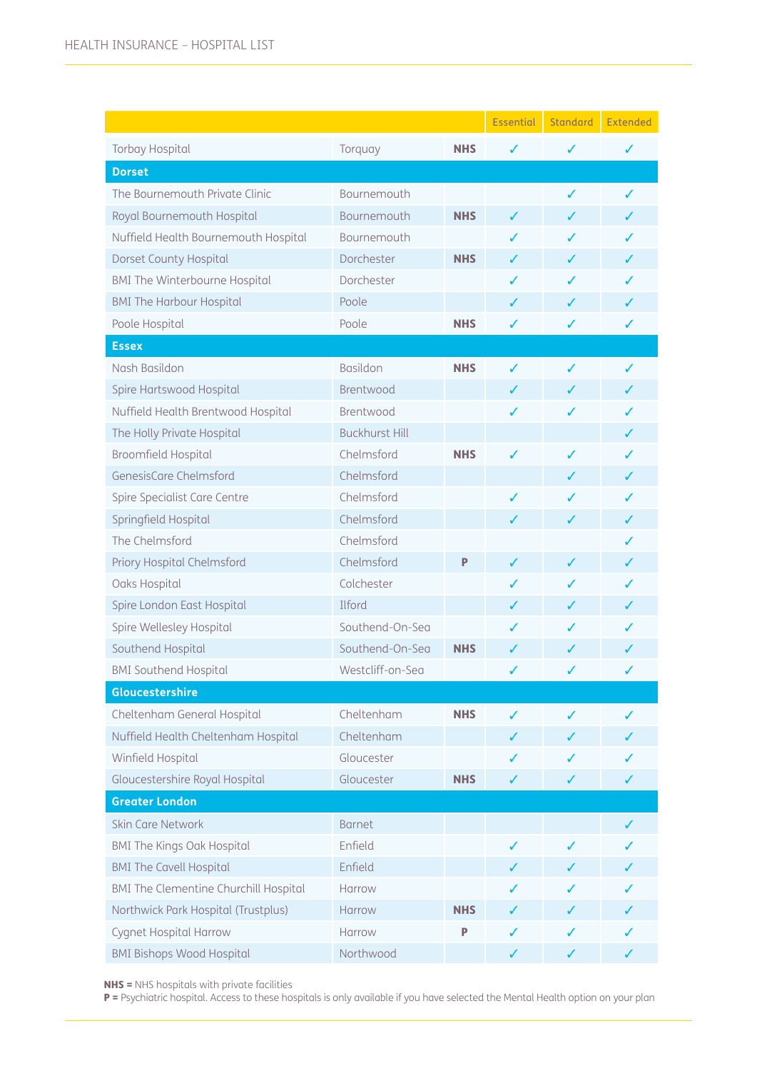| | | | Essential | Standard | Extended |
|---|---|---|---|---|---|
| Torbay Hospital | Torquay | **NHS** | ✓ | ✓ | ✓ |
| **Dorset** | | | | | |
| The Bournemouth Private Clinic | Bournemouth | | | ✓ | ✓ |
| Royal Bournemouth Hospital | Bournemouth | **NHS** | ✓ | ✓ | ✓ |
| Nuffield Health Bournemouth Hospital | Bournemouth | | ✓ | ✓ | ✓ |
| Dorset County Hospital | Dorchester | **NHS** | ✓ | ✓ | ✓ |
| BMI The Winterbourne Hospital | Dorchester | | ✓ | ✓ | ✓ |
| BMI The Harbour Hospital | Poole | | ✓ | ✓ | ✓ |
| Poole Hospital | Poole | **NHS** | ✓ | ✓ | ✓ |
| **Essex** | | | | | |
| Nash Basildon | Basildon | **NHS** | ✓ | ✓ | ✓ |
| Spire Hartswood Hospital | Brentwood | | ✓ | ✓ | ✓ |
| Nuffield Health Brentwood Hospital | Brentwood | | ✓ | ✓ | ✓ |
| The Holly Private Hospital | Buckhurst Hill | | | | ✓ |
| Broomfield Hospital | Chelmsford | **NHS** | ✓ | ✓ | ✓ |
| GenesisCare Chelmsford | Chelmsford | | | ✓ | ✓ |
| Spire Specialist Care Centre | Chelmsford | | ✓ | ✓ | ✓ |
| Springfield Hospital | Chelmsford | | ✓ | ✓ | ✓ |
| The Chelmsford | Chelmsford | | | | ✓ |
| Priory Hospital Chelmsford | Chelmsford | **P** | ✓ | ✓ | ✓ |
| Oaks Hospital | Colchester | | ✓ | ✓ | ✓ |
| Spire London East Hospital | Ilford | | ✓ | ✓ | ✓ |
| Spire Wellesley Hospital | Southend-On-Sea | | ✓ | ✓ | ✓ |
| Southend Hospital | Southend-On-Sea | **NHS** | ✓ | ✓ | ✓ |
| BMI Southend Hospital | Westcliff-on-Sea | | ✓ | ✓ | ✓ |
| **Gloucestershire** | | | | | |
| Cheltenham General Hospital | Cheltenham | **NHS** | ✓ | ✓ | ✓ |
| Nuffield Health Cheltenham Hospital | Cheltenham | | ✓ | ✓ | ✓ |
| Winfield Hospital | Gloucester | | ✓ | ✓ | ✓ |
| Gloucestershire Royal Hospital | Gloucester | **NHS** | ✓ | ✓ | ✓ |
| **Greater London** | | | | | |
| Skin Care Network | Barnet | | | | ✓ |
| BMI The Kings Oak Hospital | Enfield | | ✓ | ✓ | ✓ |
| BMI The Cavell Hospital | Enfield | | ✓ | ✓ | ✓ |
| BMI The Clementine Churchill Hospital | Harrow | | ✓ | ✓ | ✓ |
| Northwick Park Hospital (Trustplus) | Harrow | **NHS** | ✓ | ✓ | ✓ |
| Cygnet Hospital Harrow | Harrow | **P** | ✓ | ✓ | ✓ |
| BMI Bishops Wood Hospital | Northwood | | ✓ | ✓ | ✓ |

**NHS =** NHS hospitals with private facilities
**P =** Psychiatric hospital. Access to these hospitals is only available if you have selected the Mental Health option on your plan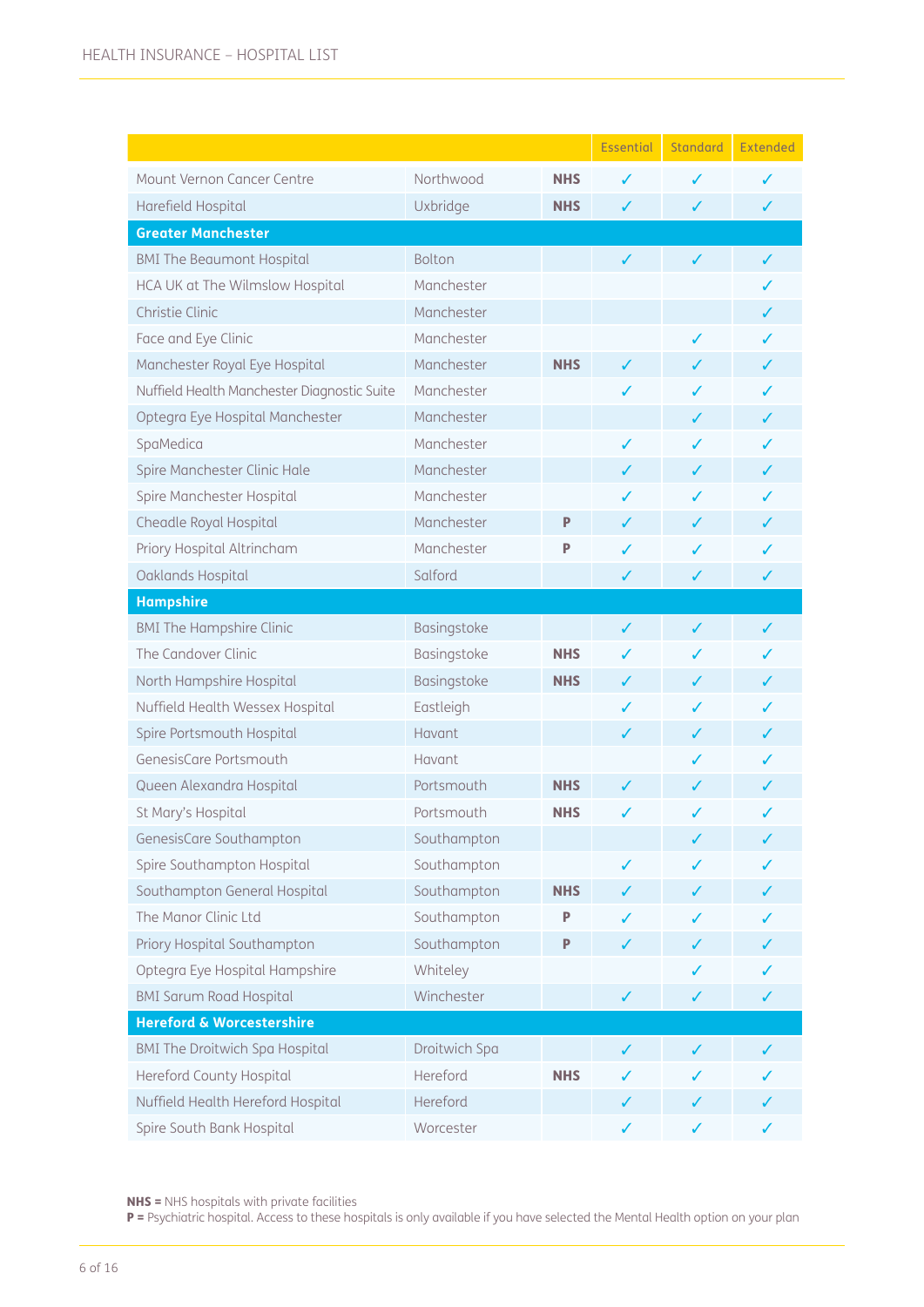| | | | Essential | Standard | Extended |
|---|---|---|---|---|---|
| Mount Vernon Cancer Centre | Northwood | NHS | ✓ | ✓ | ✓ |
| Harefield Hospital | Uxbridge | NHS | ✓ | ✓ | ✓ |
| **Greater Manchester** | | | | | |
| BMI The Beaumont Hospital | Bolton | | ✓ | ✓ | ✓ |
| HCA UK at The Wilmslow Hospital | Manchester | | | | ✓ |
| Christie Clinic | Manchester | | | | ✓ |
| Face and Eye Clinic | Manchester | | | ✓ | ✓ |
| Manchester Royal Eye Hospital | Manchester | NHS | ✓ | ✓ | ✓ |
| Nuffield Health Manchester Diagnostic Suite | Manchester | | ✓ | ✓ | ✓ |
| Optegra Eye Hospital Manchester | Manchester | | | ✓ | ✓ |
| SpaMedica | Manchester | | ✓ | ✓ | ✓ |
| Spire Manchester Clinic Hale | Manchester | | ✓ | ✓ | ✓ |
| Spire Manchester Hospital | Manchester | | ✓ | ✓ | ✓ |
| Cheadle Royal Hospital | Manchester | P | ✓ | ✓ | ✓ |
| Priory Hospital Altrincham | Manchester | P | ✓ | ✓ | ✓ |
| Oaklands Hospital | Salford | | ✓ | ✓ | ✓ |
| **Hampshire** | | | | | |
| BMI The Hampshire Clinic | Basingstoke | | ✓ | ✓ | ✓ |
| The Candover Clinic | Basingstoke | NHS | ✓ | ✓ | ✓ |
| North Hampshire Hospital | Basingstoke | NHS | ✓ | ✓ | ✓ |
| Nuffield Health Wessex Hospital | Eastleigh | | ✓ | ✓ | ✓ |
| Spire Portsmouth Hospital | Havant | | ✓ | ✓ | ✓ |
| GenesisCare Portsmouth | Havant | | | ✓ | ✓ |
| Queen Alexandra Hospital | Portsmouth | NHS | ✓ | ✓ | ✓ |
| St Mary's Hospital | Portsmouth | NHS | ✓ | ✓ | ✓ |
| GenesisCare Southampton | Southampton | | | ✓ | ✓ |
| Spire Southampton Hospital | Southampton | | ✓ | ✓ | ✓ |
| Southampton General Hospital | Southampton | NHS | ✓ | ✓ | ✓ |
| The Manor Clinic Ltd | Southampton | P | ✓ | ✓ | ✓ |
| Priory Hospital Southampton | Southampton | P | ✓ | ✓ | ✓ |
| Optegra Eye Hospital Hampshire | Whiteley | | | ✓ | ✓ |
| BMI Sarum Road Hospital | Winchester | | ✓ | ✓ | ✓ |
| **Hereford & Worcestershire** | | | | | |
| BMI The Droitwich Spa Hospital | Droitwich Spa | | ✓ | ✓ | ✓ |
| Hereford County Hospital | Hereford | NHS | ✓ | ✓ | ✓ |
| Nuffield Health Hereford Hospital | Hereford | | ✓ | ✓ | ✓ |
| Spire South Bank Hospital | Worcester | | ✓ | ✓ | ✓ |

**NHS =** NHS hospitals with private facilities
**P =** Psychiatric hospital. Access to these hospitals is only available if you have selected the Mental Health option on your plan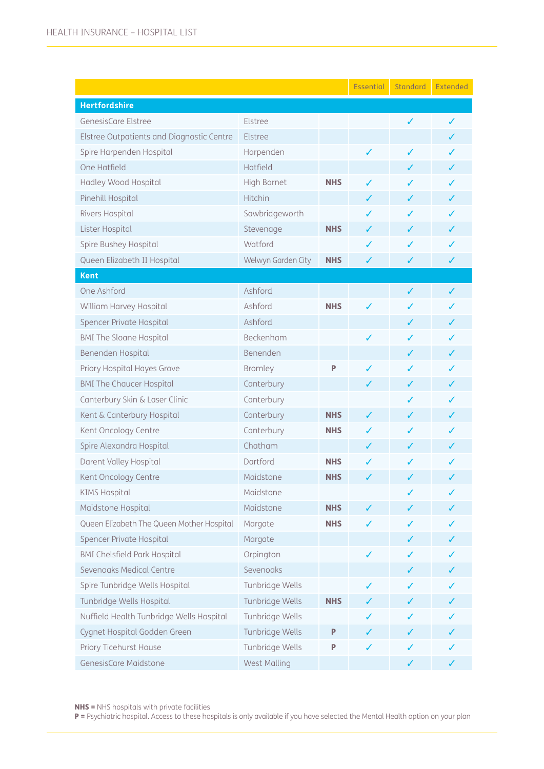| | | | Essential | Standard | Extended |
|---|---|---|---|---|---|
| **Hertfordshire** | | | | | |
| GenesisCare Elstree | Elstree | | | ✓ | ✓ |
| Elstree Outpatients and Diagnostic Centre | Elstree | | | | ✓ |
| Spire Harpenden Hospital | Harpenden | | ✓ | ✓ | ✓ |
| One Hatfield | Hatfield | | | ✓ | ✓ |
| Hadley Wood Hospital | High Barnet | **NHS** | ✓ | ✓ | ✓ |
| Pinehill Hospital | Hitchin | | ✓ | ✓ | ✓ |
| Rivers Hospital | Sawbridgeworth | | ✓ | ✓ | ✓ |
| Lister Hospital | Stevenage | **NHS** | ✓ | ✓ | ✓ |
| Spire Bushey Hospital | Watford | | ✓ | ✓ | ✓ |
| Queen Elizabeth II Hospital | Welwyn Garden City | **NHS** | ✓ | ✓ | ✓ |
| **Kent** | | | | | |
| One Ashford | Ashford | | | ✓ | ✓ |
| William Harvey Hospital | Ashford | **NHS** | ✓ | ✓ | ✓ |
| Spencer Private Hospital | Ashford | | | ✓ | ✓ |
| BMI The Sloane Hospital | Beckenham | | ✓ | ✓ | ✓ |
| Benenden Hospital | Benenden | | | ✓ | ✓ |
| Priory Hospital Hayes Grove | Bromley | **P** | ✓ | ✓ | ✓ |
| BMI The Chaucer Hospital | Canterbury | | ✓ | ✓ | ✓ |
| Canterbury Skin & Laser Clinic | Canterbury | | | ✓ | ✓ |
| Kent & Canterbury Hospital | Canterbury | **NHS** | ✓ | ✓ | ✓ |
| Kent Oncology Centre | Canterbury | **NHS** | ✓ | ✓ | ✓ |
| Spire Alexandra Hospital | Chatham | | ✓ | ✓ | ✓ |
| Darent Valley Hospital | Dartford | **NHS** | ✓ | ✓ | ✓ |
| Kent Oncology Centre | Maidstone | **NHS** | ✓ | ✓ | ✓ |
| KIMS Hospital | Maidstone | | | ✓ | ✓ |
| Maidstone Hospital | Maidstone | **NHS** | ✓ | ✓ | ✓ |
| Queen Elizabeth The Queen Mother Hospital | Margate | **NHS** | ✓ | ✓ | ✓ |
| Spencer Private Hospital | Margate | | | ✓ | ✓ |
| BMI Chelsfield Park Hospital | Orpington | | ✓ | ✓ | ✓ |
| Sevenoaks Medical Centre | Sevenoaks | | | ✓ | ✓ |
| Spire Tunbridge Wells Hospital | Tunbridge Wells | | ✓ | ✓ | ✓ |
| Tunbridge Wells Hospital | Tunbridge Wells | **NHS** | ✓ | ✓ | ✓ |
| Nuffield Health Tunbridge Wells Hospital | Tunbridge Wells | | ✓ | ✓ | ✓ |
| Cygnet Hospital Godden Green | Tunbridge Wells | **P** | ✓ | ✓ | ✓ |
| Priory Ticehurst House | Tunbridge Wells | **P** | ✓ | ✓ | ✓ |
| GenesisCare Maidstone | West Malling | | | ✓ | ✓ |

**NHS =** NHS hospitals with private facilities
**P =** Psychiatric hospital. Access to these hospitals is only available if you have selected the Mental Health option on your plan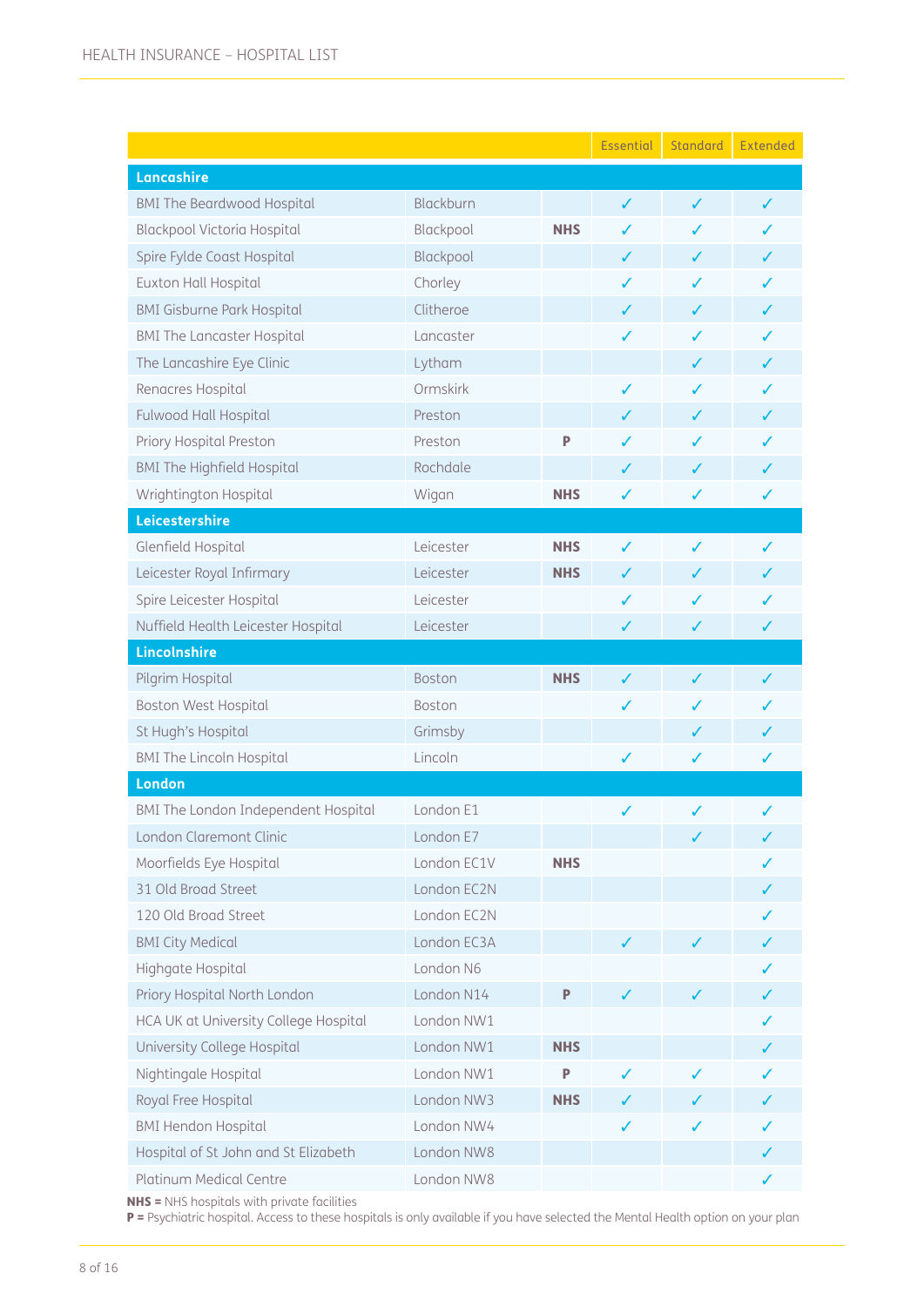| | | | Essential | Standard | Extended |
|---|---|---|---|---|---|
| **Lancashire** | | | | | |
| BMI The Beardwood Hospital | Blackburn | | ✓ | ✓ | ✓ |
| Blackpool Victoria Hospital | Blackpool | **NHS** | ✓ | ✓ | ✓ |
| Spire Fylde Coast Hospital | Blackpool | | ✓ | ✓ | ✓ |
| Euxton Hall Hospital | Chorley | | ✓ | ✓ | ✓ |
| BMI Gisburne Park Hospital | Clitheroe | | ✓ | ✓ | ✓ |
| BMI The Lancaster Hospital | Lancaster | | ✓ | ✓ | ✓ |
| The Lancashire Eye Clinic | Lytham | | | ✓ | ✓ |
| Renacres Hospital | Ormskirk | | ✓ | ✓ | ✓ |
| Fulwood Hall Hospital | Preston | | ✓ | ✓ | ✓ |
| Priory Hospital Preston | Preston | **P** | ✓ | ✓ | ✓ |
| BMI The Highfield Hospital | Rochdale | | ✓ | ✓ | ✓ |
| Wrightington Hospital | Wigan | **NHS** | ✓ | ✓ | ✓ |
| **Leicestershire** | | | | | |
| Glenfield Hospital | Leicester | **NHS** | ✓ | ✓ | ✓ |
| Leicester Royal Infirmary | Leicester | **NHS** | ✓ | ✓ | ✓ |
| Spire Leicester Hospital | Leicester | | ✓ | ✓ | ✓ |
| Nuffield Health Leicester Hospital | Leicester | | ✓ | ✓ | ✓ |
| **Lincolnshire** | | | | | |
| Pilgrim Hospital | Boston | **NHS** | ✓ | ✓ | ✓ |
| Boston West Hospital | Boston | | ✓ | ✓ | ✓ |
| St Hugh's Hospital | Grimsby | | | ✓ | ✓ |
| BMI The Lincoln Hospital | Lincoln | | ✓ | ✓ | ✓ |
| **London** | | | | | |
| BMI The London Independent Hospital | London E1 | | ✓ | ✓ | ✓ |
| London Claremont Clinic | London E7 | | | ✓ | ✓ |
| Moorfields Eye Hospital | London EC1V | **NHS** | | | ✓ |
| 31 Old Broad Street | London EC2N | | | | ✓ |
| 120 Old Broad Street | London EC2N | | | | ✓ |
| BMI City Medical | London EC3A | | ✓ | ✓ | ✓ |
| Highgate Hospital | London N6 | | | | ✓ |
| Priory Hospital North London | London N14 | **P** | ✓ | ✓ | ✓ |
| HCA UK at University College Hospital | London NW1 | | | | ✓ |
| University College Hospital | London NW1 | **NHS** | | | ✓ |
| Nightingale Hospital | London NW1 | **P** | ✓ | ✓ | ✓ |
| Royal Free Hospital | London NW3 | **NHS** | ✓ | ✓ | ✓ |
| BMI Hendon Hospital | London NW4 | | ✓ | ✓ | ✓ |
| Hospital of St John and St Elizabeth | London NW8 | | | | ✓ |
| Platinum Medical Centre | London NW8 | | | | ✓ |

**NHS =** NHS hospitals with private facilities
**P =** Psychiatric hospital. Access to these hospitals is only available if you have selected the Mental Health option on your plan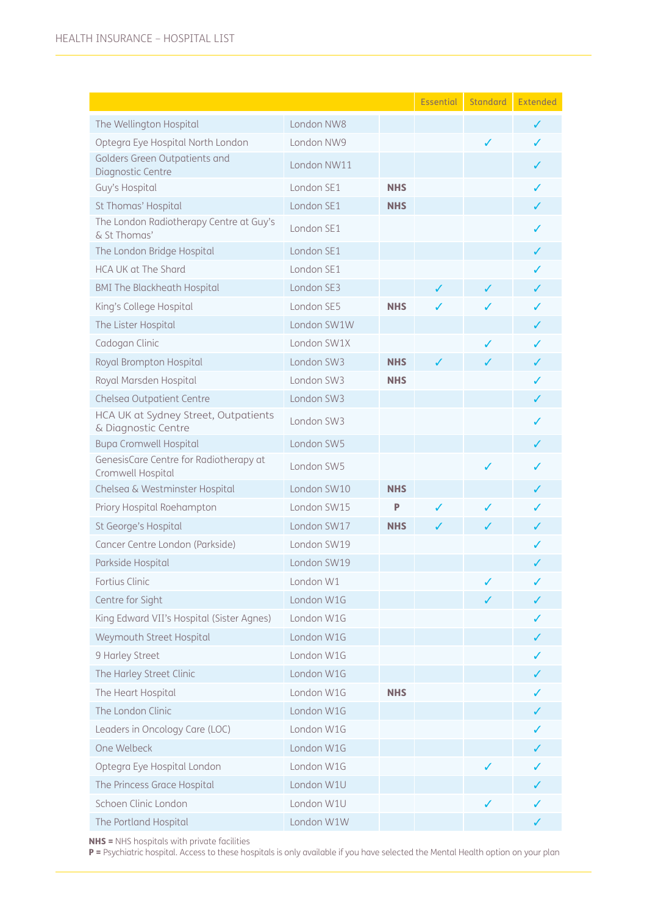| | | | Essential | Standard | Extended |
|---|---|---|---|---|---|
| The Wellington Hospital | London NW8 | | | | ✓ |
| Optegra Eye Hospital North London | London NW9 | | | ✓ | ✓ |
| Golders Green Outpatients and Diagnostic Centre | London NW11 | | | | ✓ |
| Guy's Hospital | London SE1 | NHS | | | ✓ |
| St Thomas' Hospital | London SE1 | NHS | | | ✓ |
| The London Radiotherapy Centre at Guy's & St Thomas' | London SE1 | | | | ✓ |
| The London Bridge Hospital | London SE1 | | | | ✓ |
| HCA UK at The Shard | London SE1 | | | | ✓ |
| BMI The Blackheath Hospital | London SE3 | | ✓ | ✓ | ✓ |
| King's College Hospital | London SE5 | NHS | ✓ | ✓ | ✓ |
| The Lister Hospital | London SW1W | | | | ✓ |
| Cadogan Clinic | London SW1X | | | ✓ | ✓ |
| Royal Brompton Hospital | London SW3 | NHS | ✓ | ✓ | ✓ |
| Royal Marsden Hospital | London SW3 | NHS | | | ✓ |
| Chelsea Outpatient Centre | London SW3 | | | | ✓ |
| HCA UK at Sydney Street, Outpatients & Diagnostic Centre | London SW3 | | | | ✓ |
| Bupa Cromwell Hospital | London SW5 | | | | ✓ |
| GenesisCare Centre for Radiotherapy at Cromwell Hospital | London SW5 | | | ✓ | ✓ |
| Chelsea & Westminster Hospital | London SW10 | NHS | | | ✓ |
| Priory Hospital Roehampton | London SW15 | P | ✓ | ✓ | ✓ |
| St George's Hospital | London SW17 | NHS | ✓ | ✓ | ✓ |
| Cancer Centre London (Parkside) | London SW19 | | | | ✓ |
| Parkside Hospital | London SW19 | | | | ✓ |
| Fortius Clinic | London W1 | | | ✓ | ✓ |
| Centre for Sight | London W1G | | | ✓ | ✓ |
| King Edward VII's Hospital (Sister Agnes) | London W1G | | | | ✓ |
| Weymouth Street Hospital | London W1G | | | | ✓ |
| 9 Harley Street | London W1G | | | | ✓ |
| The Harley Street Clinic | London W1G | | | | ✓ |
| The Heart Hospital | London W1G | NHS | | | ✓ |
| The London Clinic | London W1G | | | | ✓ |
| Leaders in Oncology Care (LOC) | London W1G | | | | ✓ |
| One Welbeck | London W1G | | | | ✓ |
| Optegra Eye Hospital London | London W1G | | | ✓ | ✓ |
| The Princess Grace Hospital | London W1U | | | | ✓ |
| Schoen Clinic London | London W1U | | | ✓ | ✓ |
| The Portland Hospital | London W1W | | | | ✓ |

**NHS =** NHS hospitals with private facilities
**P =** Psychiatric hospital. Access to these hospitals is only available if you have selected the Mental Health option on your plan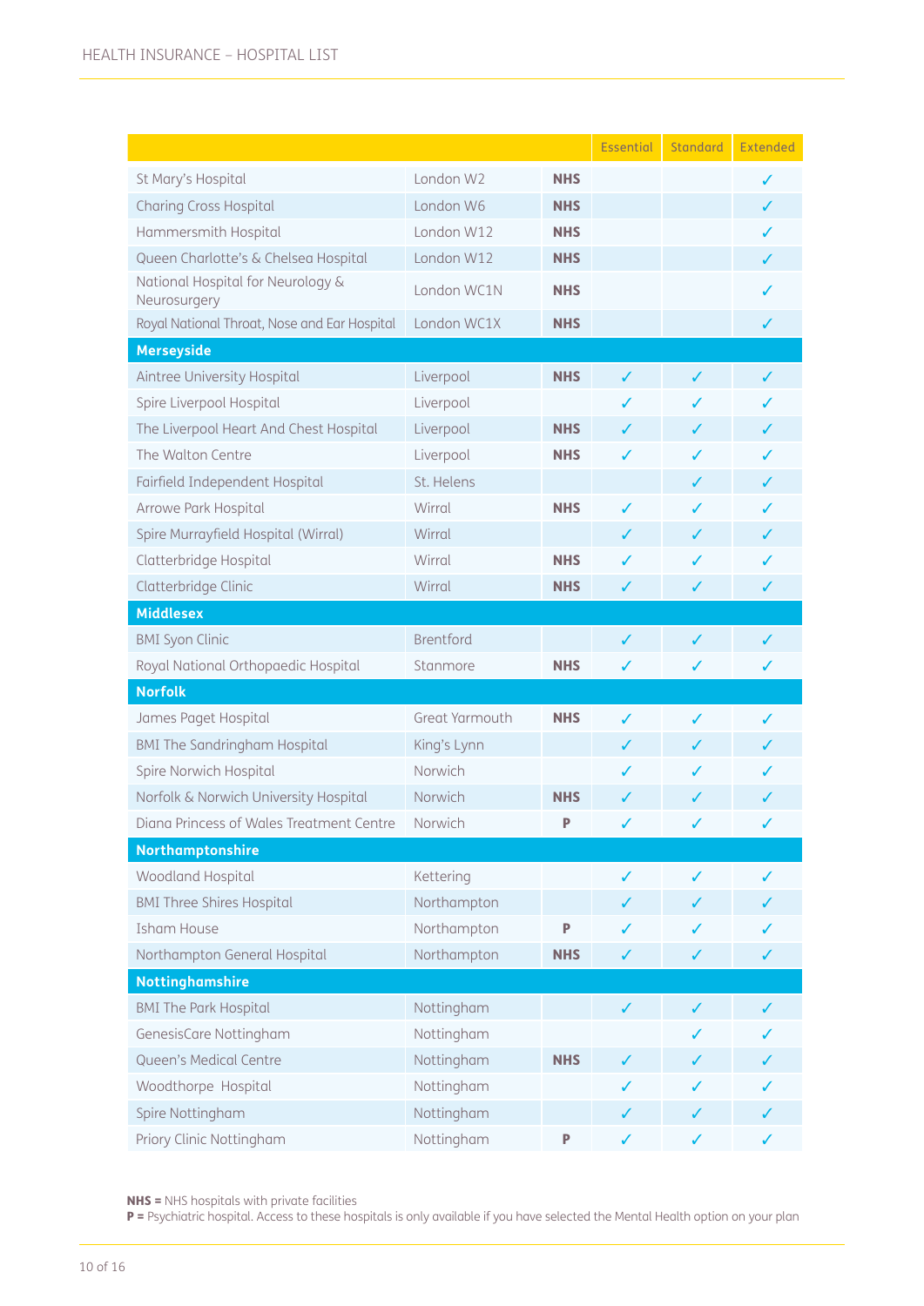| | | | Essential | Standard | Extended |
|---|---|---|---|---|---|
| St Mary's Hospital | London W2 | **NHS** | | | ✓ |
| Charing Cross Hospital | London W6 | **NHS** | | | ✓ |
| Hammersmith Hospital | London W12 | **NHS** | | | ✓ |
| Queen Charlotte's & Chelsea Hospital | London W12 | **NHS** | | | ✓ |
| National Hospital for Neurology & Neurosurgery | London WC1N | **NHS** | | | ✓ |
| Royal National Throat, Nose and Ear Hospital | London WC1X | **NHS** | | | ✓ |
| **Merseyside** | | | | | |
| Aintree University Hospital | Liverpool | **NHS** | ✓ | ✓ | ✓ |
| Spire Liverpool Hospital | Liverpool | | ✓ | ✓ | ✓ |
| The Liverpool Heart And Chest Hospital | Liverpool | **NHS** | ✓ | ✓ | ✓ |
| The Walton Centre | Liverpool | **NHS** | ✓ | ✓ | ✓ |
| Fairfield Independent Hospital | St. Helens | | | ✓ | ✓ |
| Arrowe Park Hospital | Wirral | **NHS** | ✓ | ✓ | ✓ |
| Spire Murrayfield Hospital (Wirral) | Wirral | | ✓ | ✓ | ✓ |
| Clatterbridge Hospital | Wirral | **NHS** | ✓ | ✓ | ✓ |
| Clatterbridge Clinic | Wirral | **NHS** | ✓ | ✓ | ✓ |
| **Middlesex** | | | | | |
| BMI Syon Clinic | Brentford | | ✓ | ✓ | ✓ |
| Royal National Orthopaedic Hospital | Stanmore | **NHS** | ✓ | ✓ | ✓ |
| **Norfolk** | | | | | |
| James Paget Hospital | Great Yarmouth | **NHS** | ✓ | ✓ | ✓ |
| BMI The Sandringham Hospital | King's Lynn | | ✓ | ✓ | ✓ |
| Spire Norwich Hospital | Norwich | | ✓ | ✓ | ✓ |
| Norfolk & Norwich University Hospital | Norwich | **NHS** | ✓ | ✓ | ✓ |
| Diana Princess of Wales Treatment Centre | Norwich | **P** | ✓ | ✓ | ✓ |
| **Northamptonshire** | | | | | |
| Woodland Hospital | Kettering | | ✓ | ✓ | ✓ |
| BMI Three Shires Hospital | Northampton | | ✓ | ✓ | ✓ |
| Isham House | Northampton | **P** | ✓ | ✓ | ✓ |
| Northampton General Hospital | Northampton | **NHS** | ✓ | ✓ | ✓ |
| **Nottinghamshire** | | | | | |
| BMI The Park Hospital | Nottingham | | ✓ | ✓ | ✓ |
| GenesisCare Nottingham | Nottingham | | | ✓ | ✓ |
| Queen's Medical Centre | Nottingham | **NHS** | ✓ | ✓ | ✓ |
| Woodthorpe Hospital | Nottingham | | ✓ | ✓ | ✓ |
| Spire Nottingham | Nottingham | | ✓ | ✓ | ✓ |
| Priory Clinic Nottingham | Nottingham | **P** | ✓ | ✓ | ✓ |

**NHS =** NHS hospitals with private facilities
**P =** Psychiatric hospital. Access to these hospitals is only available if you have selected the Mental Health option on your plan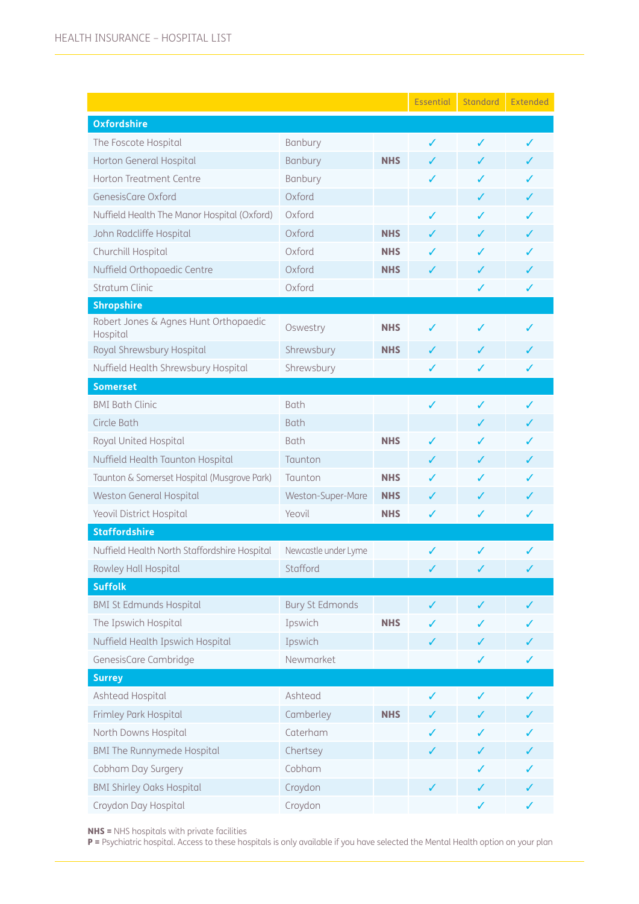| | | | Essential | Standard | Extended |
|---|---|---|---|---|---|
| **Oxfordshire** | | | | | |
| The Foscote Hospital | Banbury | | ✓ | ✓ | ✓ |
| Horton General Hospital | Banbury | **NHS** | ✓ | ✓ | ✓ |
| Horton Treatment Centre | Banbury | | ✓ | ✓ | ✓ |
| GenesisCare Oxford | Oxford | | | ✓ | ✓ |
| Nuffield Health The Manor Hospital (Oxford) | Oxford | | ✓ | ✓ | ✓ |
| John Radcliffe Hospital | Oxford | **NHS** | ✓ | ✓ | ✓ |
| Churchill Hospital | Oxford | **NHS** | ✓ | ✓ | ✓ |
| Nuffield Orthopaedic Centre | Oxford | **NHS** | ✓ | ✓ | ✓ |
| Stratum Clinic | Oxford | | | ✓ | ✓ |
| **Shropshire** | | | | | |
| Robert Jones & Agnes Hunt Orthopaedic Hospital | Oswestry | **NHS** | ✓ | ✓ | ✓ |
| Royal Shrewsbury Hospital | Shrewsbury | **NHS** | ✓ | ✓ | ✓ |
| Nuffield Health Shrewsbury Hospital | Shrewsbury | | ✓ | ✓ | ✓ |
| **Somerset** | | | | | |
| BMI Bath Clinic | Bath | | ✓ | ✓ | ✓ |
| Circle Bath | Bath | | | ✓ | ✓ |
| Royal United Hospital | Bath | **NHS** | ✓ | ✓ | ✓ |
| Nuffield Health Taunton Hospital | Taunton | | ✓ | ✓ | ✓ |
| Taunton & Somerset Hospital (Musgrove Park) | Taunton | **NHS** | ✓ | ✓ | ✓ |
| Weston General Hospital | Weston-Super-Mare | **NHS** | ✓ | ✓ | ✓ |
| Yeovil District Hospital | Yeovil | **NHS** | ✓ | ✓ | ✓ |
| **Staffordshire** | | | | | |
| Nuffield Health North Staffordshire Hospital | Newcastle under Lyme | | ✓ | ✓ | ✓ |
| Rowley Hall Hospital | Stafford | | ✓ | ✓ | ✓ |
| **Suffolk** | | | | | |
| BMI St Edmunds Hospital | Bury St Edmonds | | ✓ | ✓ | ✓ |
| The Ipswich Hospital | Ipswich | **NHS** | ✓ | ✓ | ✓ |
| Nuffield Health Ipswich Hospital | Ipswich | | ✓ | ✓ | ✓ |
| GenesisCare Cambridge | Newmarket | | | ✓ | ✓ |
| **Surrey** | | | | | |
| Ashtead Hospital | Ashtead | | ✓ | ✓ | ✓ |
| Frimley Park Hospital | Camberley | **NHS** | ✓ | ✓ | ✓ |
| North Downs Hospital | Caterham | | ✓ | ✓ | ✓ |
| BMI The Runnymede Hospital | Chertsey | | ✓ | ✓ | ✓ |
| Cobham Day Surgery | Cobham | | | ✓ | ✓ |
| BMI Shirley Oaks Hospital | Croydon | | ✓ | ✓ | ✓ |
| Croydon Day Hospital | Croydon | | | ✓ | ✓ |

**NHS =** NHS hospitals with private facilities
**P =** Psychiatric hospital. Access to these hospitals is only available if you have selected the Mental Health option on your plan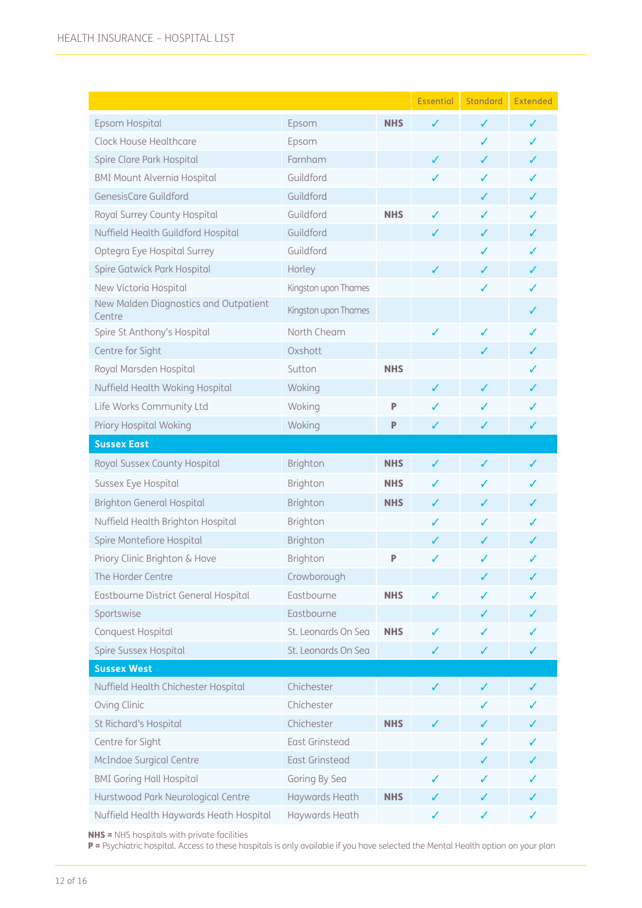| | | | Essential | Standard | Extended |
|---|---|---|---|---|---|
| Epsom Hospital | Epsom | **NHS** | ✓ | ✓ | ✓ |
| Clock House Healthcare | Epsom | | | ✓ | ✓ |
| Spire Clare Park Hospital | Farnham | | ✓ | ✓ | ✓ |
| BMI Mount Alvernia Hospital | Guildford | | ✓ | ✓ | ✓ |
| GenesisCare Guildford | Guildford | | | ✓ | ✓ |
| Royal Surrey County Hospital | Guildford | **NHS** | ✓ | ✓ | ✓ |
| Nuffield Health Guildford Hospital | Guildford | | ✓ | ✓ | ✓ |
| Optegra Eye Hospital Surrey | Guildford | | | ✓ | ✓ |
| Spire Gatwick Park Hospital | Horley | | ✓ | ✓ | ✓ |
| New Victoria Hospital | Kingston upon Thames | | | ✓ | ✓ |
| New Malden Diagnostics and Outpatient Centre | Kingston upon Thames | | | | ✓ |
| Spire St Anthony's Hospital | North Cheam | | ✓ | ✓ | ✓ |
| Centre for Sight | Oxshott | | | ✓ | ✓ |
| Royal Marsden Hospital | Sutton | **NHS** | | | ✓ |
| Nuffield Health Woking Hospital | Woking | | ✓ | ✓ | ✓ |
| Life Works Community Ltd | Woking | **P** | ✓ | ✓ | ✓ |
| Priory Hospital Woking | Woking | **P** | ✓ | ✓ | ✓ |
| **Sussex East** | | | | | |
| Royal Sussex County Hospital | Brighton | **NHS** | ✓ | ✓ | ✓ |
| Sussex Eye Hospital | Brighton | **NHS** | ✓ | ✓ | ✓ |
| Brighton General Hospital | Brighton | **NHS** | ✓ | ✓ | ✓ |
| Nuffield Health Brighton Hospital | Brighton | | ✓ | ✓ | ✓ |
| Spire Montefiore Hospital | Brighton | | ✓ | ✓ | ✓ |
| Priory Clinic Brighton & Hove | Brighton | **P** | ✓ | ✓ | ✓ |
| The Horder Centre | Crowborough | | | ✓ | ✓ |
| Eastbourne District General Hospital | Eastbourne | **NHS** | ✓ | ✓ | ✓ |
| Sportswise | Eastbourne | | | ✓ | ✓ |
| Conquest Hospital | St. Leonards On Sea | **NHS** | ✓ | ✓ | ✓ |
| Spire Sussex Hospital | St. Leonards On Sea | | ✓ | ✓ | ✓ |
| **Sussex West** | | | | | |
| Nuffield Health Chichester Hospital | Chichester | | ✓ | ✓ | ✓ |
| Oving Clinic | Chichester | | | ✓ | ✓ |
| St Richard's Hospital | Chichester | **NHS** | ✓ | ✓ | ✓ |
| Centre for Sight | East Grinstead | | | ✓ | ✓ |
| McIndoe Surgical Centre | East Grinstead | | | ✓ | ✓ |
| BMI Goring Hall Hospital | Goring By Sea | | ✓ | ✓ | ✓ |
| Hurstwood Park Neurological Centre | Haywards Heath | **NHS** | ✓ | ✓ | ✓ |
| Nuffield Health Haywards Heath Hospital | Haywards Heath | | ✓ | ✓ | ✓ |

**NHS =** NHS hospitals with private facilities
**P =** Psychiatric hospital. Access to these hospitals is only available if you have selected the Mental Health option on your plan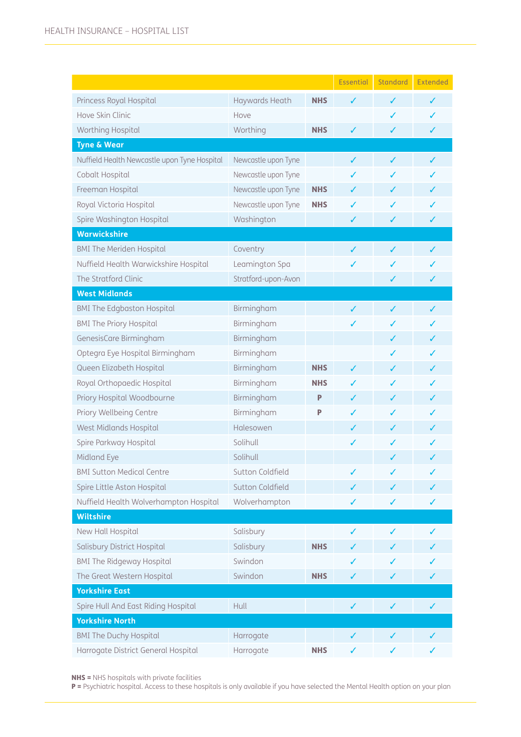| | | | Essential | Standard | Extended |
|---|---|---|---|---|---|
| Princess Royal Hospital | Haywards Heath | **NHS** | ✓ | ✓ | ✓ |
| Hove Skin Clinic | Hove | | | ✓ | ✓ |
| Worthing Hospital | Worthing | **NHS** | ✓ | ✓ | ✓ |
| **Tyne & Wear** | | | | | |
| Nuffield Health Newcastle upon Tyne Hospital | Newcastle upon Tyne | | ✓ | ✓ | ✓ |
| Cobalt Hospital | Newcastle upon Tyne | | ✓ | ✓ | ✓ |
| Freeman Hospital | Newcastle upon Tyne | **NHS** | ✓ | ✓ | ✓ |
| Royal Victoria Hospital | Newcastle upon Tyne | **NHS** | ✓ | ✓ | ✓ |
| Spire Washington Hospital | Washington | | ✓ | ✓ | ✓ |
| **Warwickshire** | | | | | |
| BMI The Meriden Hospital | Coventry | | ✓ | ✓ | ✓ |
| Nuffield Health Warwickshire Hospital | Leamington Spa | | ✓ | ✓ | ✓ |
| The Stratford Clinic | Stratford-upon-Avon | | | ✓ | ✓ |
| **West Midlands** | | | | | |
| BMI The Edgbaston Hospital | Birmingham | | ✓ | ✓ | ✓ |
| BMI The Priory Hospital | Birmingham | | ✓ | ✓ | ✓ |
| GenesisCare Birmingham | Birmingham | | | ✓ | ✓ |
| Optegra Eye Hospital Birmingham | Birmingham | | | ✓ | ✓ |
| Queen Elizabeth Hospital | Birmingham | **NHS** | ✓ | ✓ | ✓ |
| Royal Orthopaedic Hospital | Birmingham | **NHS** | ✓ | ✓ | ✓ |
| Priory Hospital Woodbourne | Birmingham | **P** | ✓ | ✓ | ✓ |
| Priory Wellbeing Centre | Birmingham | **P** | ✓ | ✓ | ✓ |
| West Midlands Hospital | Halesowen | | ✓ | ✓ | ✓ |
| Spire Parkway Hospital | Solihull | | ✓ | ✓ | ✓ |
| Midland Eye | Solihull | | | ✓ | ✓ |
| BMI Sutton Medical Centre | Sutton Coldfield | | ✓ | ✓ | ✓ |
| Spire Little Aston Hospital | Sutton Coldfield | | ✓ | ✓ | ✓ |
| Nuffield Health Wolverhampton Hospital | Wolverhampton | | ✓ | ✓ | ✓ |
| **Wiltshire** | | | | | |
| New Hall Hospital | Salisbury | | ✓ | ✓ | ✓ |
| Salisbury District Hospital | Salisbury | **NHS** | ✓ | ✓ | ✓ |
| BMI The Ridgeway Hospital | Swindon | | ✓ | ✓ | ✓ |
| The Great Western Hospital | Swindon | **NHS** | ✓ | ✓ | ✓ |
| **Yorkshire East** | | | | | |
| Spire Hull And East Riding Hospital | Hull | | ✓ | ✓ | ✓ |
| **Yorkshire North** | | | | | |
| BMI The Duchy Hospital | Harrogate | | ✓ | ✓ | ✓ |
| Harrogate District General Hospital | Harrogate | **NHS** | ✓ | ✓ | ✓ |

**NHS =** NHS hospitals with private facilities
**P =** Psychiatric hospital. Access to these hospitals is only available if you have selected the Mental Health option on your plan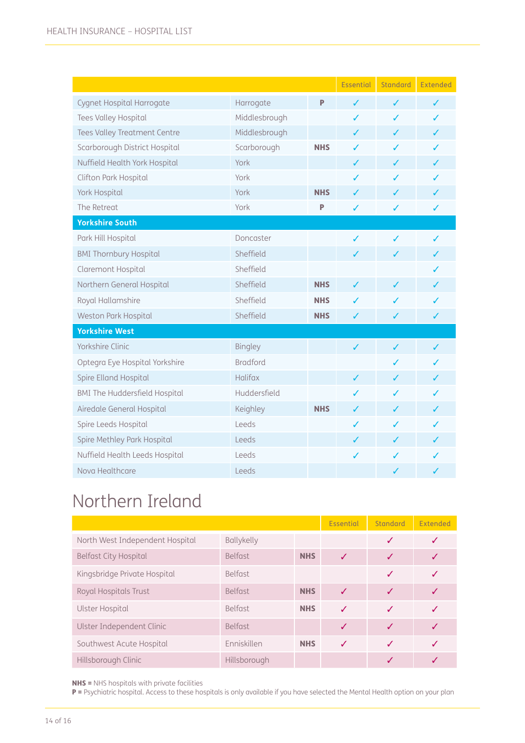| | | | Essential | Standard | Extended |
|---|---|---|---|---|---|
| Cygnet Hospital Harrogate | Harrogate | P | ✓ | ✓ | ✓ |
| Tees Valley Hospital | Middlesbrough | | ✓ | ✓ | ✓ |
| Tees Valley Treatment Centre | Middlesbrough | | ✓ | ✓ | ✓ |
| Scarborough District Hospital | Scarborough | NHS | ✓ | ✓ | ✓ |
| Nuffield Health York Hospital | York | | ✓ | ✓ | ✓ |
| Clifton Park Hospital | York | | ✓ | ✓ | ✓ |
| York Hospital | York | NHS | ✓ | ✓ | ✓ |
| The Retreat | York | P | ✓ | ✓ | ✓ |
| **Yorkshire South** | | | | | |
| Park Hill Hospital | Doncaster | | ✓ | ✓ | ✓ |
| BMI Thornbury Hospital | Sheffield | | ✓ | ✓ | ✓ |
| Claremont Hospital | Sheffield | | | | ✓ |
| Northern General Hospital | Sheffield | NHS | ✓ | ✓ | ✓ |
| Royal Hallamshire | Sheffield | NHS | ✓ | ✓ | ✓ |
| Weston Park Hospital | Sheffield | NHS | ✓ | ✓ | ✓ |
| **Yorkshire West** | | | | | |
| Yorkshire Clinic | Bingley | | ✓ | ✓ | ✓ |
| Optegra Eye Hospital Yorkshire | Bradford | | | ✓ | ✓ |
| Spire Elland Hospital | Halifax | | ✓ | ✓ | ✓ |
| BMI The Huddersfield Hospital | Huddersfield | | ✓ | ✓ | ✓ |
| Airedale General Hospital | Keighley | NHS | ✓ | ✓ | ✓ |
| Spire Leeds Hospital | Leeds | | ✓ | ✓ | ✓ |
| Spire Methley Park Hospital | Leeds | | ✓ | ✓ | ✓ |
| Nuffield Health Leeds Hospital | Leeds | | ✓ | ✓ | ✓ |
| Nova Healthcare | Leeds | | | ✓ | ✓ |

# Northern Ireland

| | | | Essential | Standard | Extended |
|---|---|---|---|---|---|
| North West Independent Hospital | Ballykelly | | | ✓ | ✓ |
| Belfast City Hospital | Belfast | NHS | ✓ | ✓ | ✓ |
| Kingsbridge Private Hospital | Belfast | | | ✓ | ✓ |
| Royal Hospitals Trust | Belfast | NHS | ✓ | ✓ | ✓ |
| Ulster Hospital | Belfast | NHS | ✓ | ✓ | ✓ |
| Ulster Independent Clinic | Belfast | | ✓ | ✓ | ✓ |
| Southwest Acute Hospital | Enniskillen | NHS | ✓ | ✓ | ✓ |
| Hillsborough Clinic | Hillsborough | | | ✓ | ✓ |

**NHS =** NHS hospitals with private facilities
**P =** Psychiatric hospital. Access to these hospitals is only available if you have selected the Mental Health option on your plan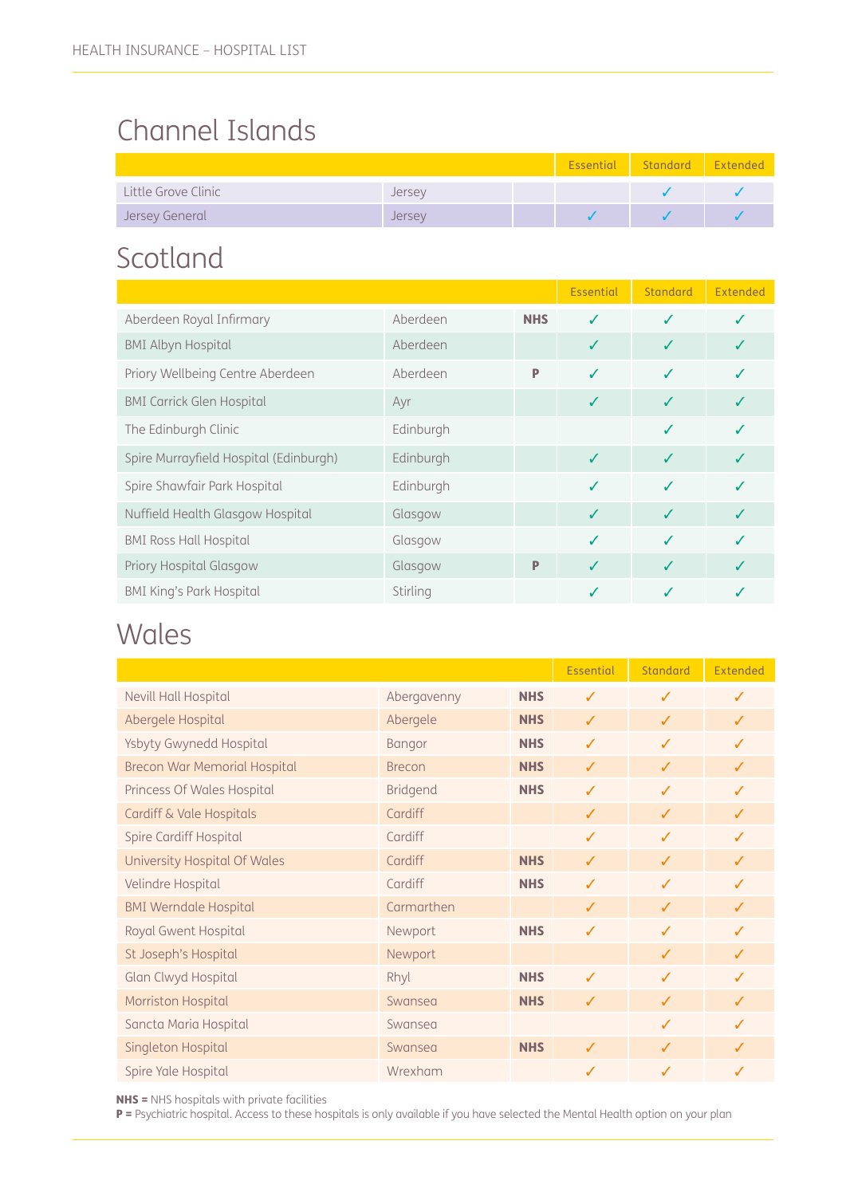## Channel Islands

| | | | Essential | Standard | Extended |
|---|---|---|---|---|---|
| Little Grove Clinic | Jersey | | | ✓ | ✓ |
| Jersey General | Jersey | | ✓ | ✓ | ✓ |

## Scotland

| | | | Essential | Standard | Extended |
|---|---|---|---|---|---|
| Aberdeen Royal Infirmary | Aberdeen | NHS | ✓ | ✓ | ✓ |
| BMI Albyn Hospital | Aberdeen | | ✓ | ✓ | ✓ |
| Priory Wellbeing Centre Aberdeen | Aberdeen | P | ✓ | ✓ | ✓ |
| BMI Carrick Glen Hospital | Ayr | | ✓ | ✓ | ✓ |
| The Edinburgh Clinic | Edinburgh | | | ✓ | ✓ |
| Spire Murrayfield Hospital (Edinburgh) | Edinburgh | | ✓ | ✓ | ✓ |
| Spire Shawfair Park Hospital | Edinburgh | | ✓ | ✓ | ✓ |
| Nuffield Health Glasgow Hospital | Glasgow | | ✓ | ✓ | ✓ |
| BMI Ross Hall Hospital | Glasgow | | ✓ | ✓ | ✓ |
| Priory Hospital Glasgow | Glasgow | P | ✓ | ✓ | ✓ |
| BMI King's Park Hospital | Stirling | | ✓ | ✓ | ✓ |

## Wales

| | | | Essential | Standard | Extended |
|---|---|---|---|---|---|
| Nevill Hall Hospital | Abergavenny | NHS | ✓ | ✓ | ✓ |
| Abergele Hospital | Abergele | NHS | ✓ | ✓ | ✓ |
| Ysbyty Gwynedd Hospital | Bangor | NHS | ✓ | ✓ | ✓ |
| Brecon War Memorial Hospital | Brecon | NHS | ✓ | ✓ | ✓ |
| Princess Of Wales Hospital | Bridgend | NHS | ✓ | ✓ | ✓ |
| Cardiff & Vale Hospitals | Cardiff | | ✓ | ✓ | ✓ |
| Spire Cardiff Hospital | Cardiff | | ✓ | ✓ | ✓ |
| University Hospital Of Wales | Cardiff | NHS | ✓ | ✓ | ✓ |
| Velindre Hospital | Cardiff | NHS | ✓ | ✓ | ✓ |
| BMI Werndale Hospital | Carmarthen | | ✓ | ✓ | ✓ |
| Royal Gwent Hospital | Newport | NHS | ✓ | ✓ | ✓ |
| St Joseph's Hospital | Newport | | | ✓ | ✓ |
| Glan Clwyd Hospital | Rhyl | NHS | ✓ | ✓ | ✓ |
| Morriston Hospital | Swansea | NHS | ✓ | ✓ | ✓ |
| Sancta Maria Hospital | Swansea | | | ✓ | ✓ |
| Singleton Hospital | Swansea | NHS | ✓ | ✓ | ✓ |
| Spire Yale Hospital | Wrexham | | ✓ | ✓ | ✓ |

**NHS =** NHS hospitals with private facilities
**P =** Psychiatric hospital. Access to these hospitals is only available if you have selected the Mental Health option on your plan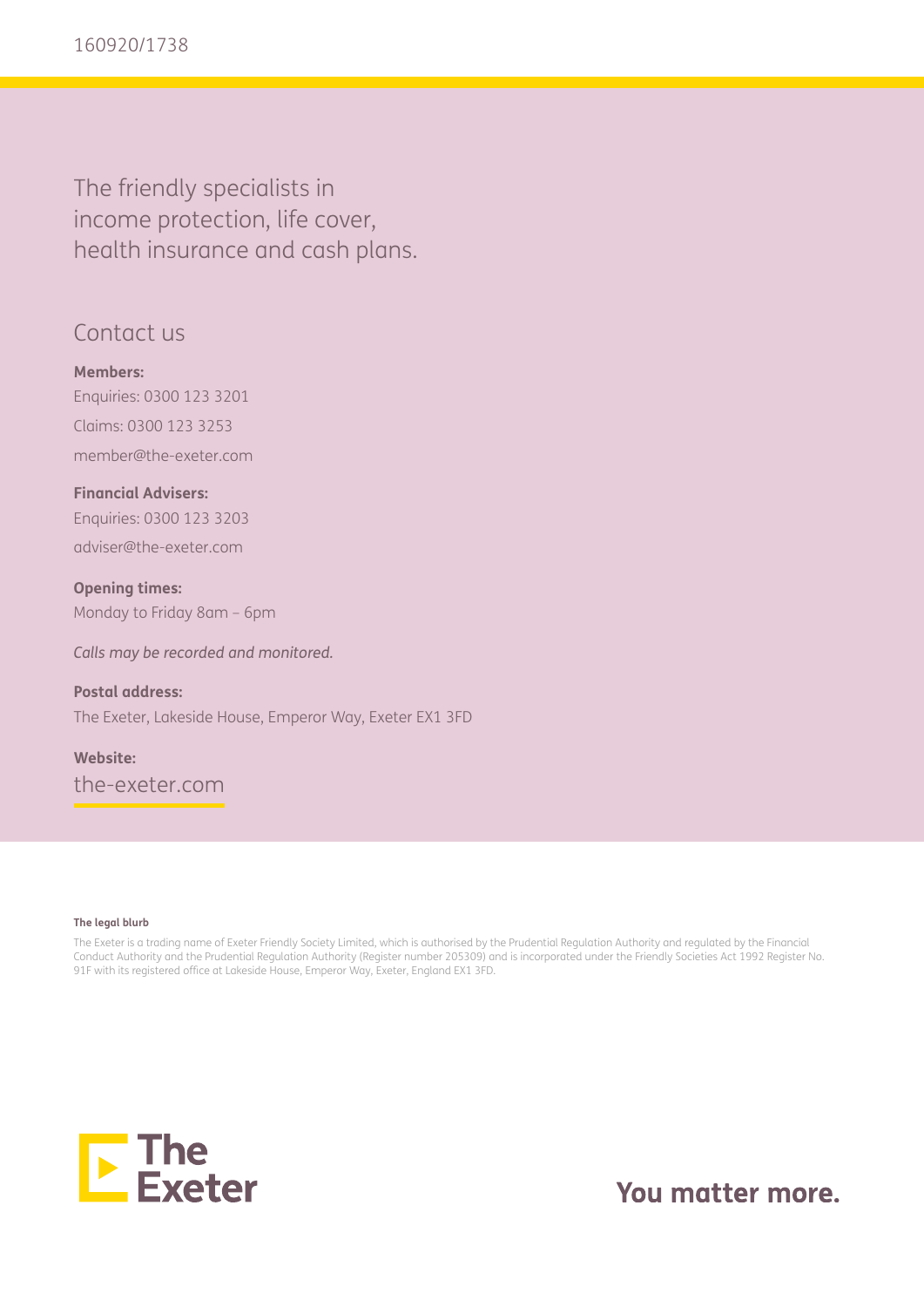160920/1738

The friendly specialists in income protection, life cover, health insurance and cash plans.

## Contact us

**Members:**
Enquiries: 0300 123 3201
Claims: 0300 123 3253
member@the-exeter.com

**Financial Advisers:**
Enquiries: 0300 123 3203
adviser@the-exeter.com

**Opening times:**
Monday to Friday 8am – 6pm

*Calls may be recorded and monitored.*

**Postal address:**
The Exeter, Lakeside House, Emperor Way, Exeter EX1 3FD

**Website:**
the-exeter.com

**The legal blurb**

The Exeter is a trading name of Exeter Friendly Society Limited, which is authorised by the Prudential Regulation Authority and regulated by the Financial Conduct Authority and the Prudential Regulation Authority (Register number 205309) and is incorporated under the Friendly Societies Act 1992 Register No. 91F with its registered office at Lakeside House, Emperor Way, Exeter, England EX1 3FD.

The Exeter

**You matter more.**